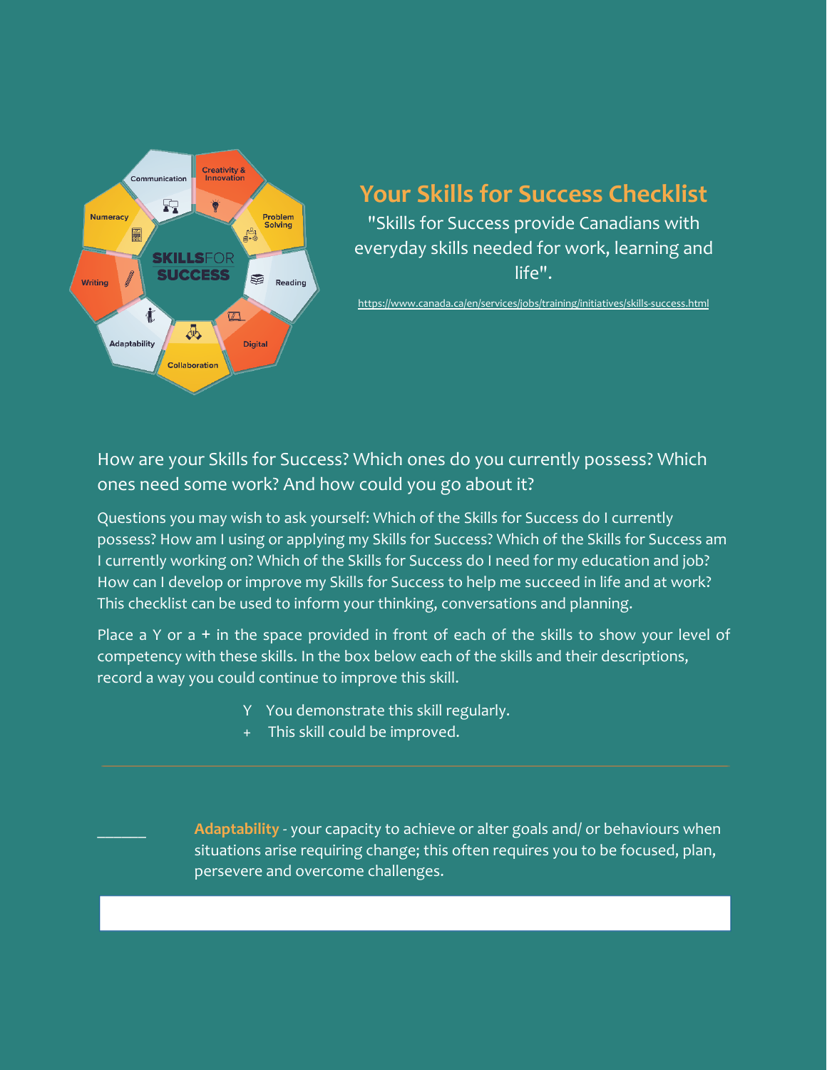# Your Skills for Success Checklist

"Skills for Success provide Canadians with everyday skills needed for work, learning and life".

https://www.canada.ca/en/services/jobs/training/initiatives/skills-success.html

## How are your Skills for Success? Which ones do you currently possess? Which ones need some work? And how could you go about it?

Questions you may wish to ask yourself: Which of the Skills for Success do I currently possess? How am I using or applying my Skills for Success? Which of the Skills for Success am I currently working on? Which of the Skills for Success do I need for my education and job? How can I develop or improve my Skills for Success to help me succeed in life and at work? This checklist can be used to inform your thinking, conversations and planning.

Place a Y or a **+** in the space provided in front of each of the skills to show your level of competency with these skills. In the box below each of the skills and their descriptions, record a way you could continue to improve this skill.

- Y You demonstrate this skill regularly.
- \+ This skill could be improved.

---

______ **Adaptability** - your capacity to achieve or alter goals and/ or behaviours when situations arise requiring change; this often requires you to be focused, plan, persevere and overcome challenges.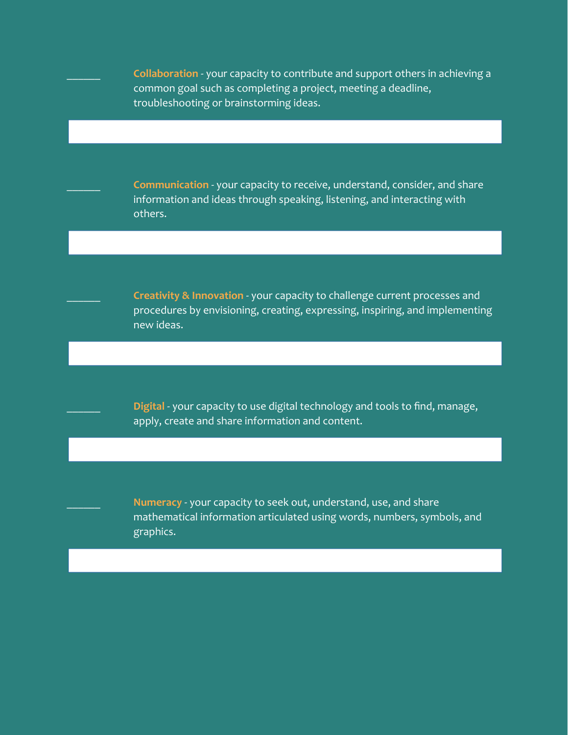______ **Collaboration** - your capacity to contribute and support others in achieving a common goal such as completing a project, meeting a deadline, troubleshooting or brainstorming ideas.

______ **Communication** - your capacity to receive, understand, consider, and share information and ideas through speaking, listening, and interacting with others.

______ **Creativity & Innovation** - your capacity to challenge current processes and procedures by envisioning, creating, expressing, inspiring, and implementing new ideas.

______ **Digital** - your capacity to use digital technology and tools to find, manage, apply, create and share information and content.

______ **Numeracy** - your capacity to seek out, understand, use, and share mathematical information articulated using words, numbers, symbols, and graphics.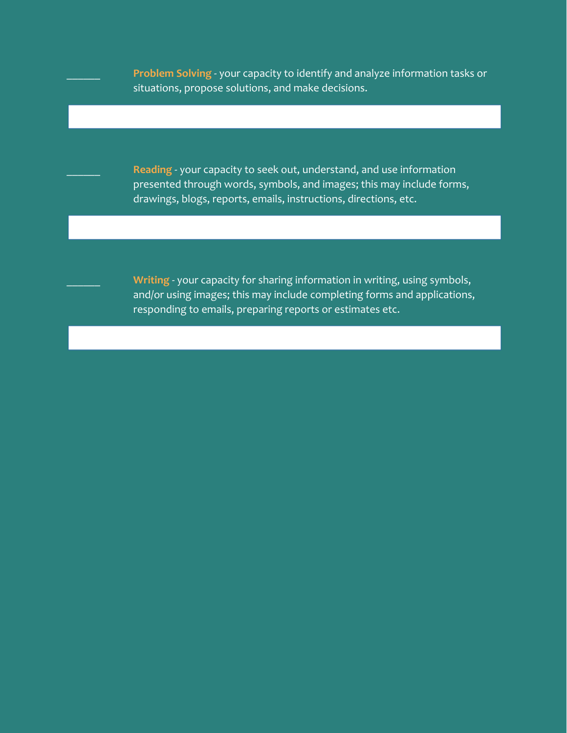______ **Problem Solving** - your capacity to identify and analyze information tasks or situations, propose solutions, and make decisions.

______ **Reading** - your capacity to seek out, understand, and use information presented through words, symbols, and images; this may include forms, drawings, blogs, reports, emails, instructions, directions, etc.

______ **Writing** - your capacity for sharing information in writing, using symbols, and/or using images; this may include completing forms and applications, responding to emails, preparing reports or estimates etc.